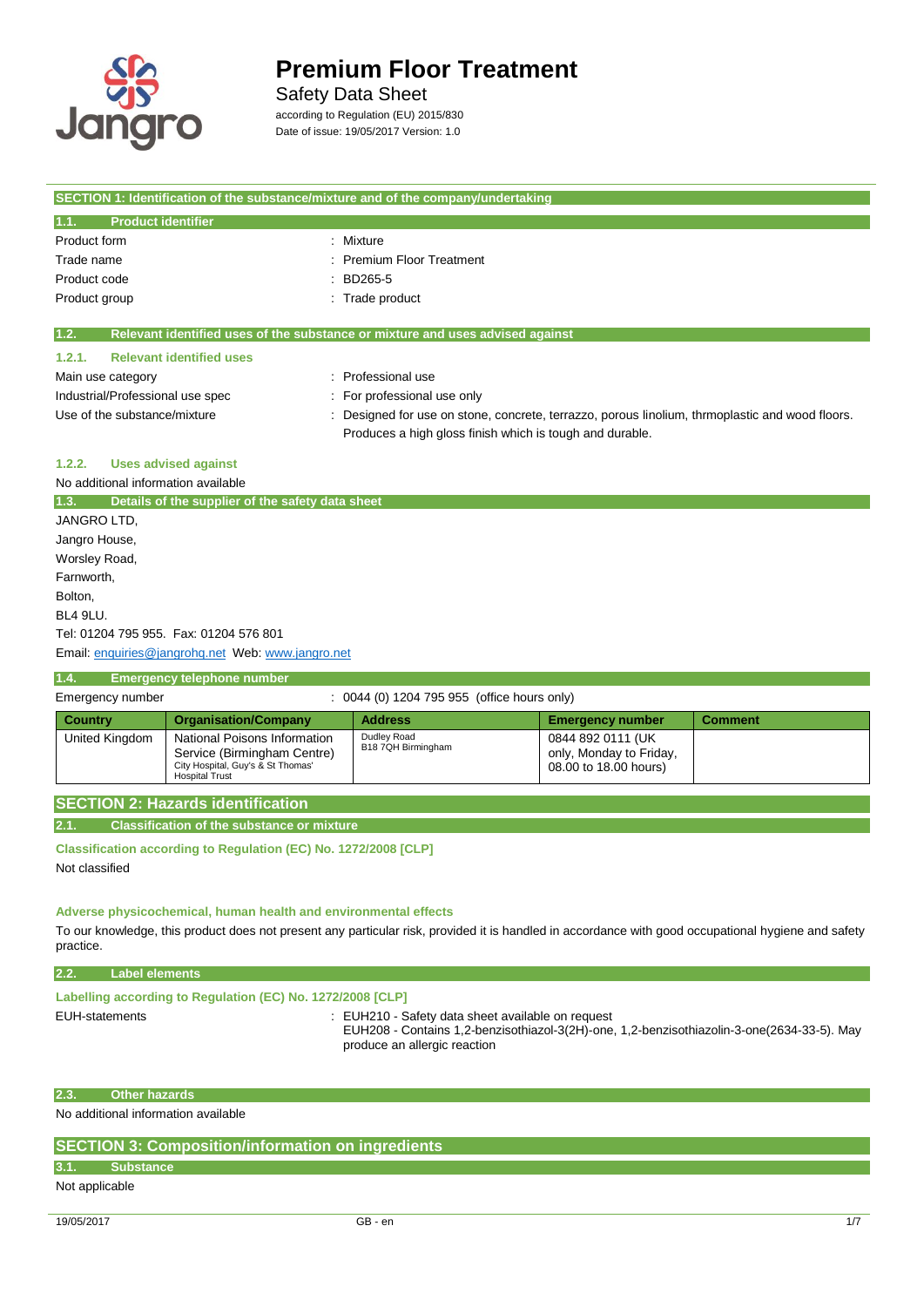# Premium Floor Treatment

Safety Data Sheet

according to Regulation (EU) 2015/830

Date of issue: 19/05/2017 Version: 1.0

## SECTION 1: Identification of the substance/mixture and of the company/undertaking

### 1.1. Product identifier

Product form : Mixture

Trade name : Premium Floor Treatment

Product code : BD265-5

Product group : Trade product

### 1.2. Relevant identified uses of the substance or mixture and uses advised against

#### 1.2.1. Relevant identified uses

Main use category : Professional use

Industrial/Professional use spec : For professional use only

Use of the substance/mixture : Designed for use on stone, concrete, terrazzo, porous linolium, thrmoplastic and wood floors. Produces a high gloss finish which is tough and durable.

#### 1.2.2. Uses advised against

No additional information available

### 1.3. Details of the supplier of the safety data sheet

JANGRO LTD,
Jangro House,
Worsley Road,
Farnworth,
Bolton,
BL4 9LU.
Tel: 01204 795 955. Fax: 01204 576 801
Email: enquiries@jangrohq.net Web: www.jangro.net

### 1.4. Emergency telephone number

Emergency number : 0044 (0) 1204 795 955 (office hours only)

| Country | Organisation/Company | Address | Emergency number | Comment |
|---|---|---|---|---|
| United Kingdom | National Poisons Information Service (Birmingham Centre) City Hospital, Guy's & St Thomas' Hospital Trust | Dudley Road B18 7QH Birmingham | 0844 892 0111 (UK only, Monday to Friday, 08.00 to 18.00 hours) | |

## SECTION 2: Hazards identification

### 2.1. Classification of the substance or mixture

**Classification according to Regulation (EC) No. 1272/2008 [CLP]**

Not classified

**Adverse physicochemical, human health and environmental effects**

To our knowledge, this product does not present any particular risk, provided it is handled in accordance with good occupational hygiene and safety practice.

### 2.2. Label elements

**Labelling according to Regulation (EC) No. 1272/2008 [CLP]**

EUH-statements : EUH210 - Safety data sheet available on request
EUH208 - Contains 1,2-benzisothiazol-3(2H)-one, 1,2-benzisothiazolin-3-one(2634-33-5). May produce an allergic reaction

### 2.3. Other hazards

No additional information available

## SECTION 3: Composition/information on ingredients

### 3.1. Substance

Not applicable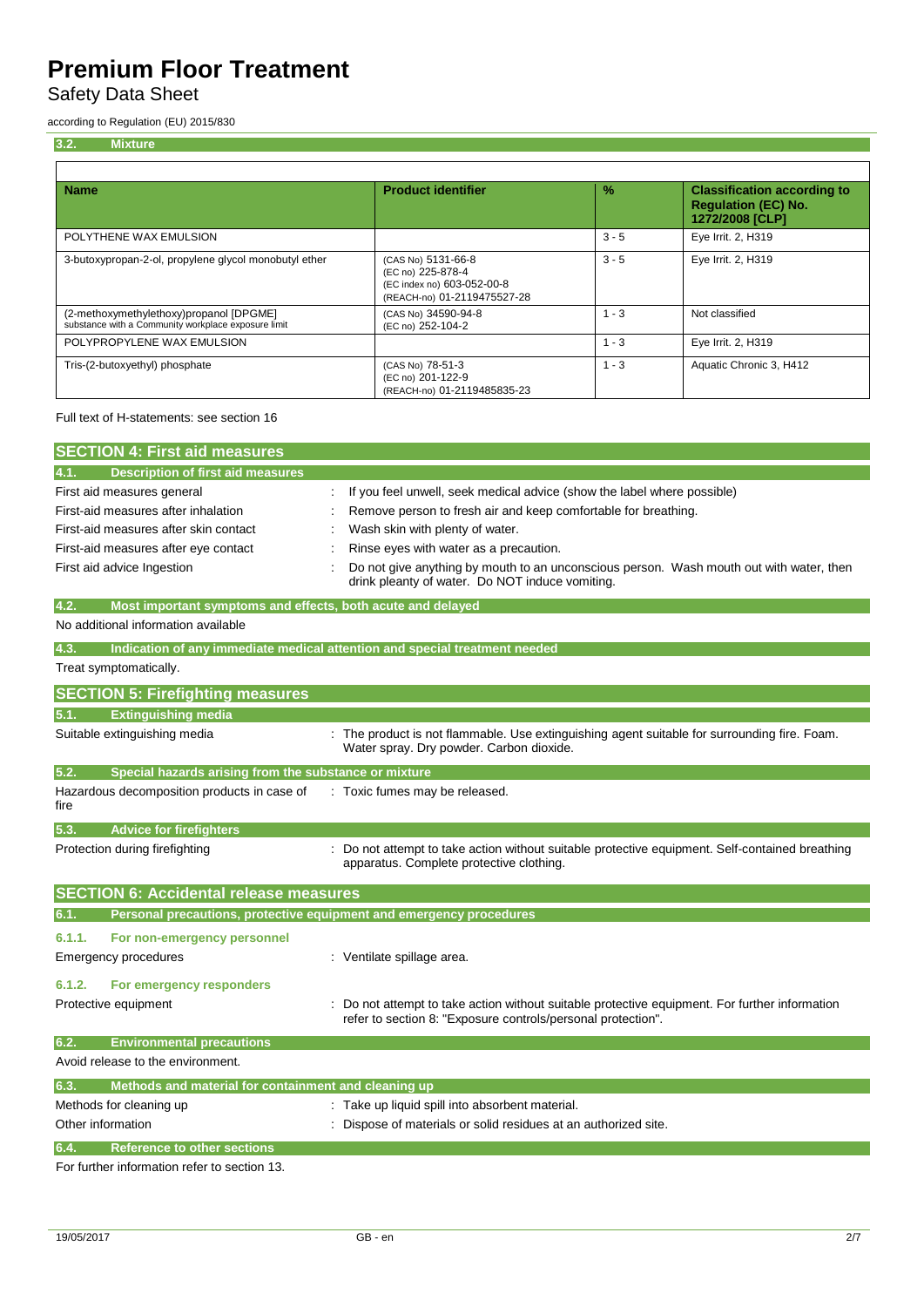### 3.2. Mixture

| Name | Product identifier | % | Classification according to Regulation (EC) No. 1272/2008 [CLP] |
|---|---|---|---|
| POLYTHENE WAX EMULSION | | 3 - 5 | Eye Irrit. 2, H319 |
| 3-butoxypropan-2-ol, propylene glycol monobutyl ether | (CAS No) 5131-66-8<br>(EC no) 225-878-4<br>(EC index no) 603-052-00-8<br>(REACH-no) 01-2119475527-28 | 3 - 5 | Eye Irrit. 2, H319 |
| (2-methoxymethylethoxy)propanol [DPGME]<br>substance with a Community workplace exposure limit | (CAS No) 34590-94-8<br>(EC no) 252-104-2 | 1 - 3 | Not classified |
| POLYPROPYLENE WAX EMULSION | | 1 - 3 | Eye Irrit. 2, H319 |
| Tris-(2-butoxyethyl) phosphate | (CAS No) 78-51-3<br>(EC no) 201-122-9<br>(REACH-no) 01-2119485835-23 | 1 - 3 | Aquatic Chronic 3, H412 |

Full text of H-statements: see section 16

## SECTION 4: First aid measures

### 4.1. Description of first aid measures

- First aid measures general : If you feel unwell, seek medical advice (show the label where possible)
- First-aid measures after inhalation : Remove person to fresh air and keep comfortable for breathing.
- First-aid measures after skin contact : Wash skin with plenty of water.
- First-aid measures after eye contact : Rinse eyes with water as a precaution.
- First aid advice Ingestion : Do not give anything by mouth to an unconscious person. Wash mouth out with water, then drink pleanty of water. Do NOT induce vomiting.

### 4.2. Most important symptoms and effects, both acute and delayed

No additional information available

### 4.3. Indication of any immediate medical attention and special treatment needed

Treat symptomatically.

## SECTION 5: Firefighting measures

### 5.1. Extinguishing media

- Suitable extinguishing media : The product is not flammable. Use extinguishing agent suitable for surrounding fire. Foam. Water spray. Dry powder. Carbon dioxide.

### 5.2. Special hazards arising from the substance or mixture

- Hazardous decomposition products in case of fire : Toxic fumes may be released.

### 5.3. Advice for firefighters

- Protection during firefighting : Do not attempt to take action without suitable protective equipment. Self-contained breathing apparatus. Complete protective clothing.

## SECTION 6: Accidental release measures

### 6.1. Personal precautions, protective equipment and emergency procedures

#### 6.1.1. For non-emergency personnel

- Emergency procedures : Ventilate spillage area.

#### 6.1.2. For emergency responders

- Protective equipment : Do not attempt to take action without suitable protective equipment. For further information refer to section 8: "Exposure controls/personal protection".

### 6.2. Environmental precautions

Avoid release to the environment.

### 6.3. Methods and material for containment and cleaning up

- Methods for cleaning up : Take up liquid spill into absorbent material.
- Other information : Dispose of materials or solid residues at an authorized site.

### 6.4. Reference to other sections

For further information refer to section 13.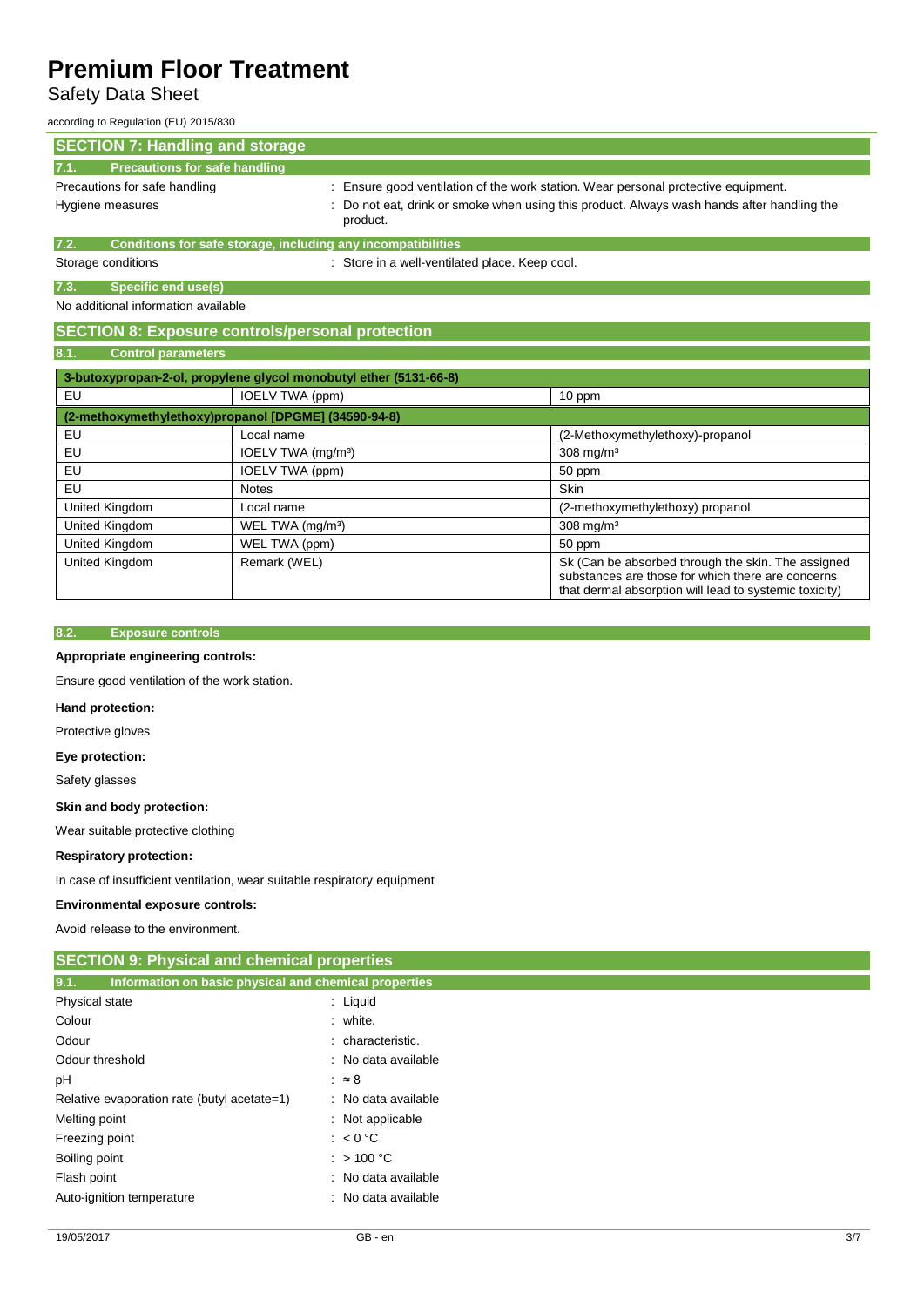## SECTION 7: Handling and storage

### 7.1. Precautions for safe handling

Precautions for safe handling : Ensure good ventilation of the work station. Wear personal protective equipment.

Hygiene measures : Do not eat, drink or smoke when using this product. Always wash hands after handling the product.

### 7.2. Conditions for safe storage, including any incompatibilities

Storage conditions : Store in a well-ventilated place. Keep cool.

### 7.3. Specific end use(s)

No additional information available

## SECTION 8: Exposure controls/personal protection

### 8.1. Control parameters

| 3-butoxypropan-2-ol, propylene glycol monobutyl ether (5131-66-8) | | |
|---|---|---|
| EU | IOELV TWA (ppm) | 10 ppm |

| (2-methoxymethylethoxy)propanol [DPGME] (34590-94-8) | | |
|---|---|---|
| EU | Local name | (2-Methoxymethylethoxy)-propanol |
| EU | IOELV TWA (mg/m³) | 308 mg/m³ |
| EU | IOELV TWA (ppm) | 50 ppm |
| EU | Notes | Skin |
| United Kingdom | Local name | (2-methoxymethylethoxy) propanol |
| United Kingdom | WEL TWA (mg/m³) | 308 mg/m³ |
| United Kingdom | WEL TWA (ppm) | 50 ppm |
| United Kingdom | Remark (WEL) | Sk (Can be absorbed through the skin. The assigned substances are those for which there are concerns that dermal absorption will lead to systemic toxicity) |

### 8.2. Exposure controls

**Appropriate engineering controls:**

Ensure good ventilation of the work station.

**Hand protection:**

Protective gloves

**Eye protection:**

Safety glasses

**Skin and body protection:**

Wear suitable protective clothing

**Respiratory protection:**

In case of insufficient ventilation, wear suitable respiratory equipment

**Environmental exposure controls:**

Avoid release to the environment.

## SECTION 9: Physical and chemical properties

### 9.1. Information on basic physical and chemical properties

Physical state : Liquid

Colour : white.

Odour : characteristic.

Odour threshold : No data available

pH : ≈ 8

Relative evaporation rate (butyl acetate=1) : No data available

Melting point : Not applicable

Freezing point : < 0 °C

Boiling point : > 100 °C

Flash point : No data available

Auto-ignition temperature : No data available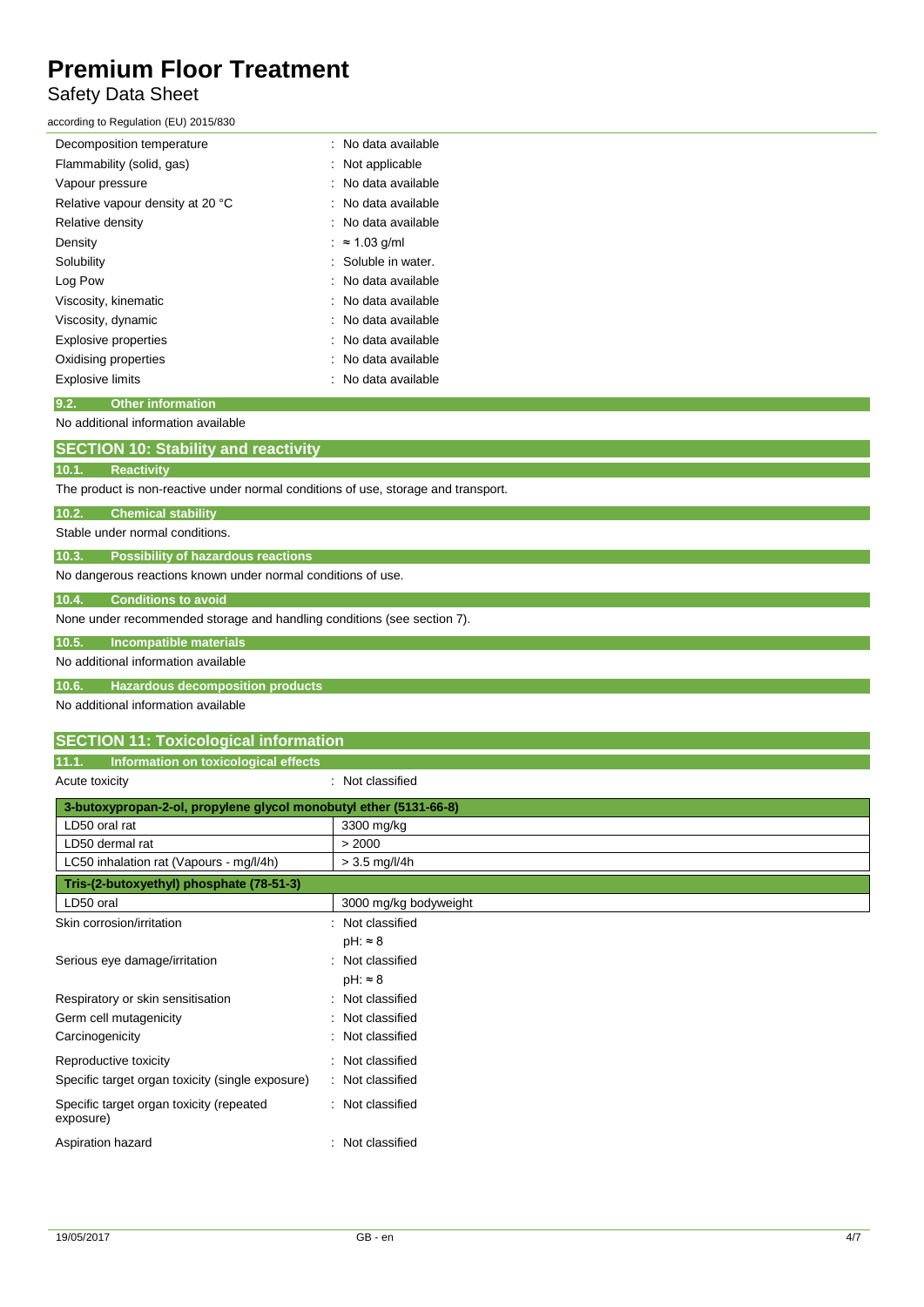| | |
|---|---|
| Decomposition temperature | : No data available |
| Flammability (solid, gas) | : Not applicable |
| Vapour pressure | : No data available |
| Relative vapour density at 20 °C | : No data available |
| Relative density | : No data available |
| Density | : ≈ 1.03 g/ml |
| Solubility | : Soluble in water. |
| Log Pow | : No data available |
| Viscosity, kinematic | : No data available |
| Viscosity, dynamic | : No data available |
| Explosive properties | : No data available |
| Oxidising properties | : No data available |
| Explosive limits | : No data available |

### 9.2. Other information

No additional information available

## SECTION 10: Stability and reactivity

### 10.1. Reactivity

The product is non-reactive under normal conditions of use, storage and transport.

### 10.2. Chemical stability

Stable under normal conditions.

### 10.3. Possibility of hazardous reactions

No dangerous reactions known under normal conditions of use.

### 10.4. Conditions to avoid

None under recommended storage and handling conditions (see section 7).

### 10.5. Incompatible materials

No additional information available

### 10.6. Hazardous decomposition products

No additional information available

## SECTION 11: Toxicological information

### 11.1. Information on toxicological effects

Acute toxicity : Not classified

| 3-butoxypropan-2-ol, propylene glycol monobutyl ether (5131-66-8) | |
|---|---|
| LD50 oral rat | 3300 mg/kg |
| LD50 dermal rat | > 2000 |
| LC50 inhalation rat (Vapours - mg/l/4h) | > 3.5 mg/l/4h |
| **Tris-(2-butoxyethyl) phosphate (78-51-3)** | |
| LD50 oral | 3000 mg/kg bodyweight |

| | |
|---|---|
| Skin corrosion/irritation | : Not classified<br>pH: ≈ 8 |
| Serious eye damage/irritation | : Not classified<br>pH: ≈ 8 |
| Respiratory or skin sensitisation | : Not classified |
| Germ cell mutagenicity | : Not classified |
| Carcinogenicity | : Not classified |
| Reproductive toxicity | : Not classified |
| Specific target organ toxicity (single exposure) | : Not classified |
| Specific target organ toxicity (repeated exposure) | : Not classified |
| Aspiration hazard | : Not classified |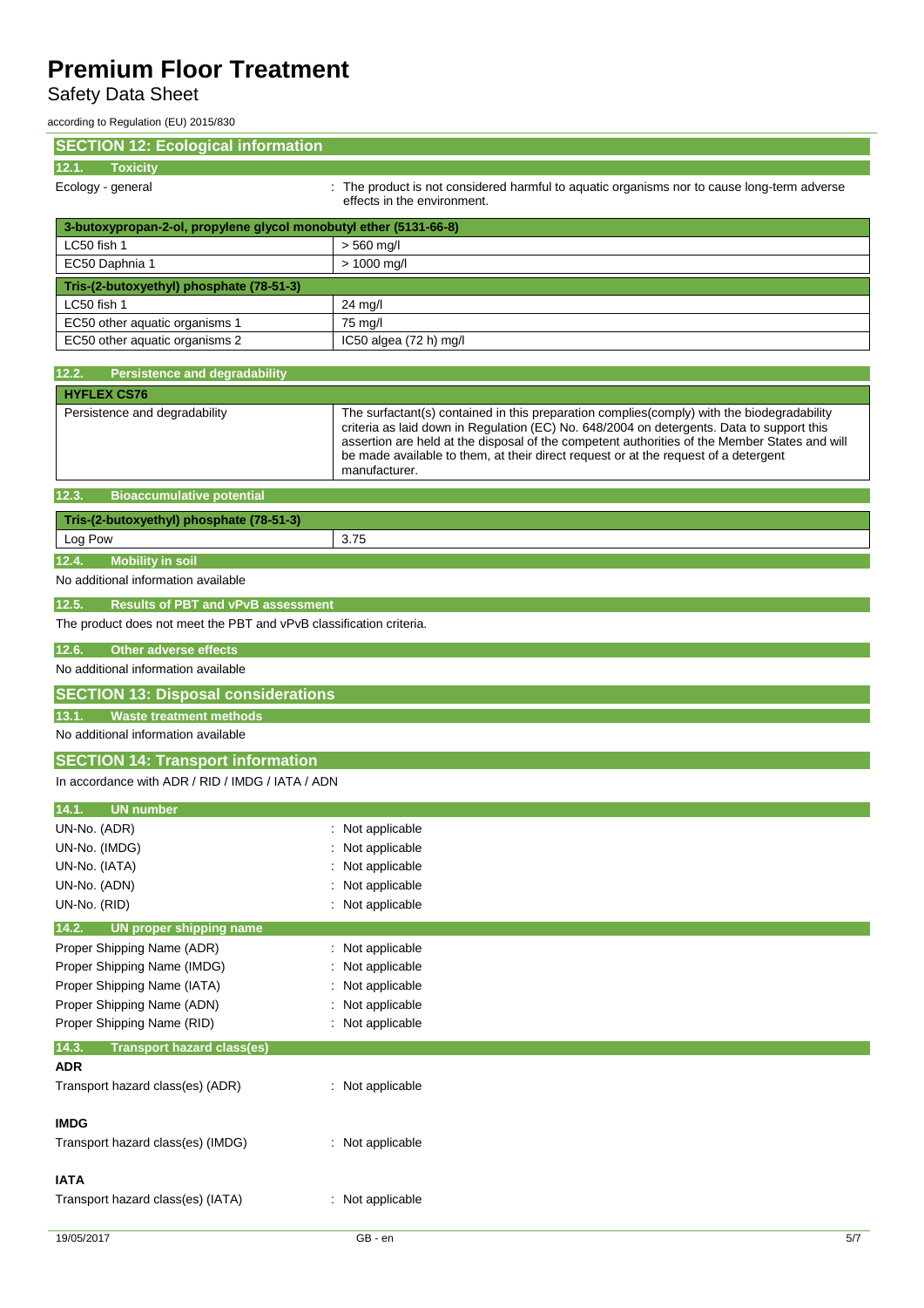## SECTION 12: Ecological information

### 12.1. Toxicity

Ecology - general : The product is not considered harmful to aquatic organisms nor to cause long-term adverse effects in the environment.

| 3-butoxypropan-2-ol, propylene glycol monobutyl ether (5131-66-8) | |
|---|---|
| LC50 fish 1 | > 560 mg/l |
| EC50 Daphnia 1 | > 1000 mg/l |
| **Tris-(2-butoxyethyl) phosphate (78-51-3)** | |
| LC50 fish 1 | 24 mg/l |
| EC50 other aquatic organisms 1 | 75 mg/l |
| EC50 other aquatic organisms 2 | IC50 algea (72 h) mg/l |

### 12.2. Persistence and degradability

| HYFLEX CS76 | |
|---|---|
| Persistence and degradability | The surfactant(s) contained in this preparation complies(comply) with the biodegradability criteria as laid down in Regulation (EC) No. 648/2004 on detergents. Data to support this assertion are held at the disposal of the competent authorities of the Member States and will be made available to them, at their direct request or at the request of a detergent manufacturer. |

### 12.3. Bioaccumulative potential

| Tris-(2-butoxyethyl) phosphate (78-51-3) | |
|---|---|
| Log Pow | 3.75 |

### 12.4. Mobility in soil

No additional information available

### 12.5. Results of PBT and vPvB assessment

The product does not meet the PBT and vPvB classification criteria.

### 12.6. Other adverse effects

No additional information available

## SECTION 13: Disposal considerations

### 13.1. Waste treatment methods

No additional information available

## SECTION 14: Transport information

In accordance with ADR / RID / IMDG / IATA / ADN

### 14.1. UN number

UN-No. (ADR) : Not applicable
UN-No. (IMDG) : Not applicable
UN-No. (IATA) : Not applicable
UN-No. (ADN) : Not applicable
UN-No. (RID) : Not applicable

### 14.2. UN proper shipping name

Proper Shipping Name (ADR) : Not applicable
Proper Shipping Name (IMDG) : Not applicable
Proper Shipping Name (IATA) : Not applicable
Proper Shipping Name (ADN) : Not applicable
Proper Shipping Name (RID) : Not applicable

### 14.3. Transport hazard class(es)

**ADR**

Transport hazard class(es) (ADR) : Not applicable

**IMDG**

Transport hazard class(es) (IMDG) : Not applicable

**IATA**

Transport hazard class(es) (IATA) : Not applicable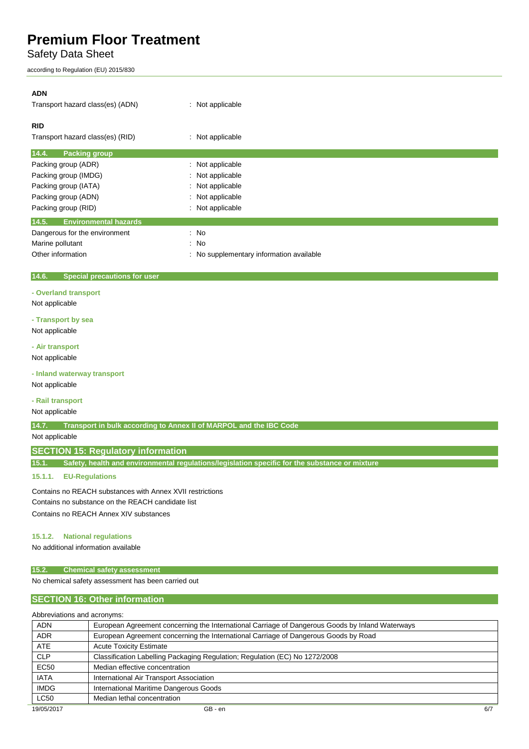**ADN**

Transport hazard class(es) (ADN) : Not applicable

**RID**

Transport hazard class(es) (RID) : Not applicable

### 14.4. Packing group

Packing group (ADR) : Not applicable
Packing group (IMDG) : Not applicable
Packing group (IATA) : Not applicable
Packing group (ADN) : Not applicable
Packing group (RID) : Not applicable

### 14.5. Environmental hazards

Dangerous for the environment : No
Marine pollutant : No
Other information : No supplementary information available

### 14.6. Special precautions for user

**- Overland transport**

Not applicable

**- Transport by sea**

Not applicable

**- Air transport**

Not applicable

**- Inland waterway transport**

Not applicable

**- Rail transport**

Not applicable

### 14.7. Transport in bulk according to Annex II of MARPOL and the IBC Code

Not applicable

## SECTION 15: Regulatory information

### 15.1. Safety, health and environmental regulations/legislation specific for the substance or mixture

#### 15.1.1. EU-Regulations

Contains no REACH substances with Annex XVII restrictions
Contains no substance on the REACH candidate list
Contains no REACH Annex XIV substances

#### 15.1.2. National regulations

No additional information available

### 15.2. Chemical safety assessment

No chemical safety assessment has been carried out

## SECTION 16: Other information

Abbreviations and acronyms:

| | |
|---|---|
| ADN | European Agreement concerning the International Carriage of Dangerous Goods by Inland Waterways |
| ADR | European Agreement concerning the International Carriage of Dangerous Goods by Road |
| ATE | Acute Toxicity Estimate |
| CLP | Classification Labelling Packaging Regulation; Regulation (EC) No 1272/2008 |
| EC50 | Median effective concentration |
| IATA | International Air Transport Association |
| IMDG | International Maritime Dangerous Goods |
| LC50 | Median lethal concentration |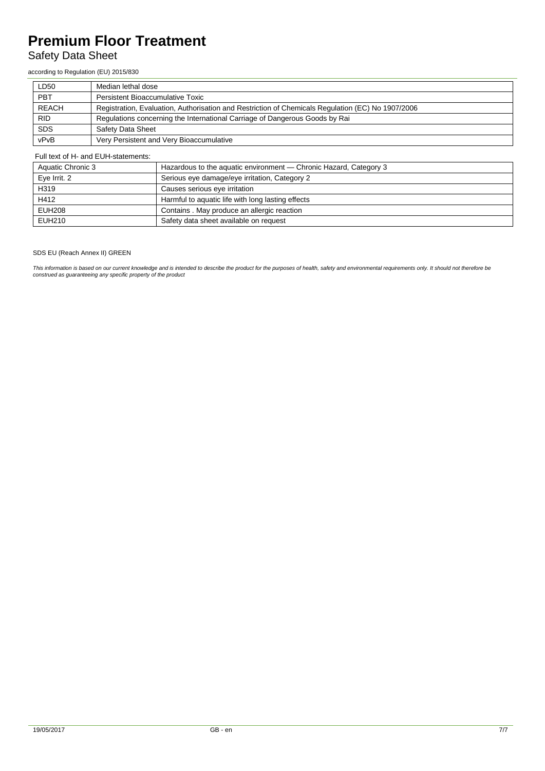| | |
|---|---|
| LD50 | Median lethal dose |
| PBT | Persistent Bioaccumulative Toxic |
| REACH | Registration, Evaluation, Authorisation and Restriction of Chemicals Regulation (EC) No 1907/2006 |
| RID | Regulations concerning the International Carriage of Dangerous Goods by Rai |
| SDS | Safety Data Sheet |
| vPvB | Very Persistent and Very Bioaccumulative |

Full text of H- and EUH-statements:

| | |
|---|---|
| Aquatic Chronic 3 | Hazardous to the aquatic environment — Chronic Hazard, Category 3 |
| Eye Irrit. 2 | Serious eye damage/eye irritation, Category 2 |
| H319 | Causes serious eye irritation |
| H412 | Harmful to aquatic life with long lasting effects |
| EUH208 | Contains . May produce an allergic reaction |
| EUH210 | Safety data sheet available on request |

SDS EU (Reach Annex II) GREEN

*This information is based on our current knowledge and is intended to describe the product for the purposes of health, safety and environmental requirements only. It should not therefore be construed as guaranteeing any specific property of the product*